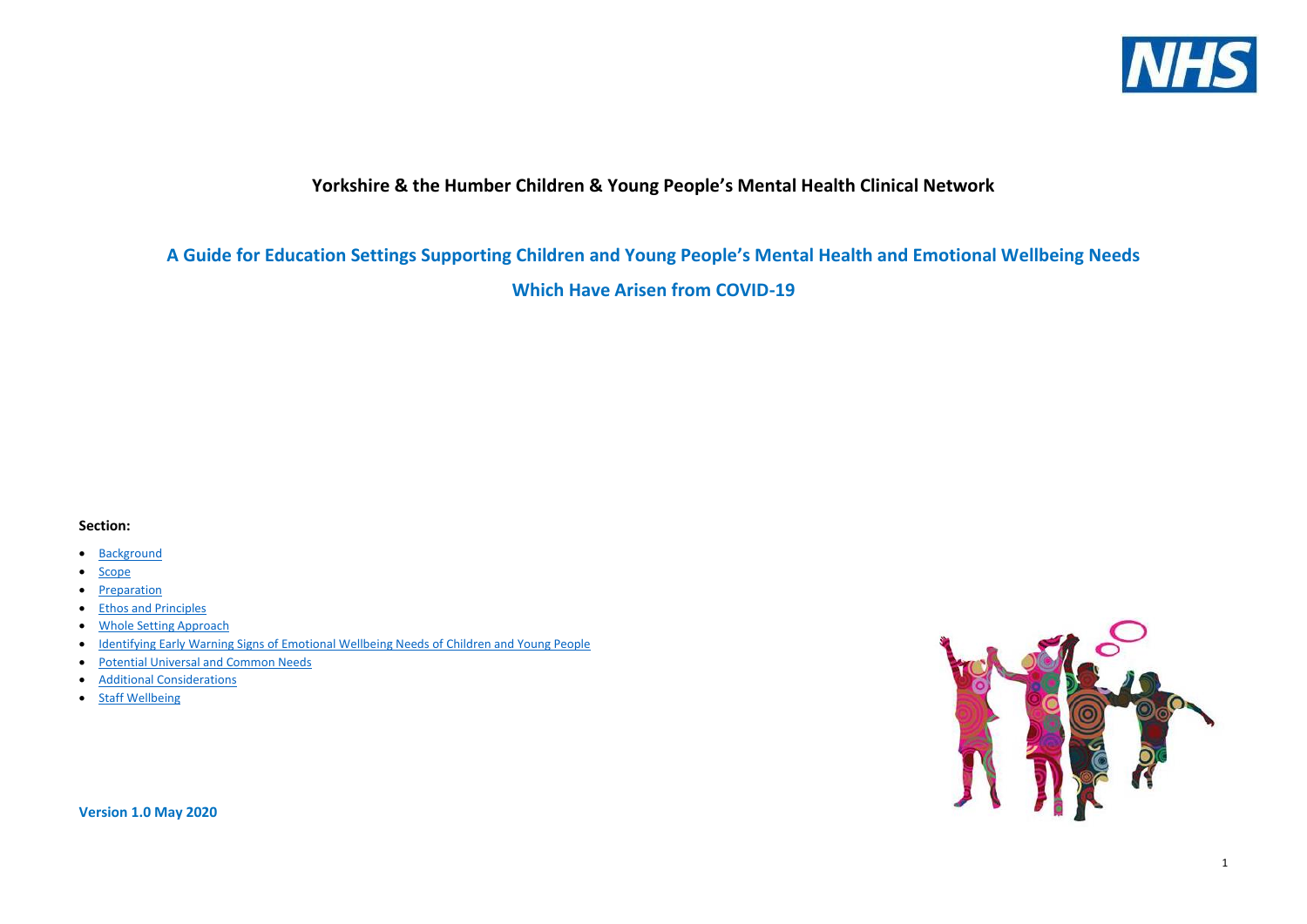**Yorkshire & the Humber Children & Young People's Mental Health Clinical Network**

# A Guide for Education Settings Supporting Children and Young People's Mental Health and Emotional Wellbeing Needs Which Have Arisen from COVID-19

**Section:**

- Background
- Scope
- Preparation
- Ethos and Principles
- Whole Setting Approach
- Identifying Early Warning Signs of Emotional Wellbeing Needs of Children and Young People
- Potential Universal and Common Needs
- Additional Considerations
- Staff Wellbeing

**Version 1.0 May 2020**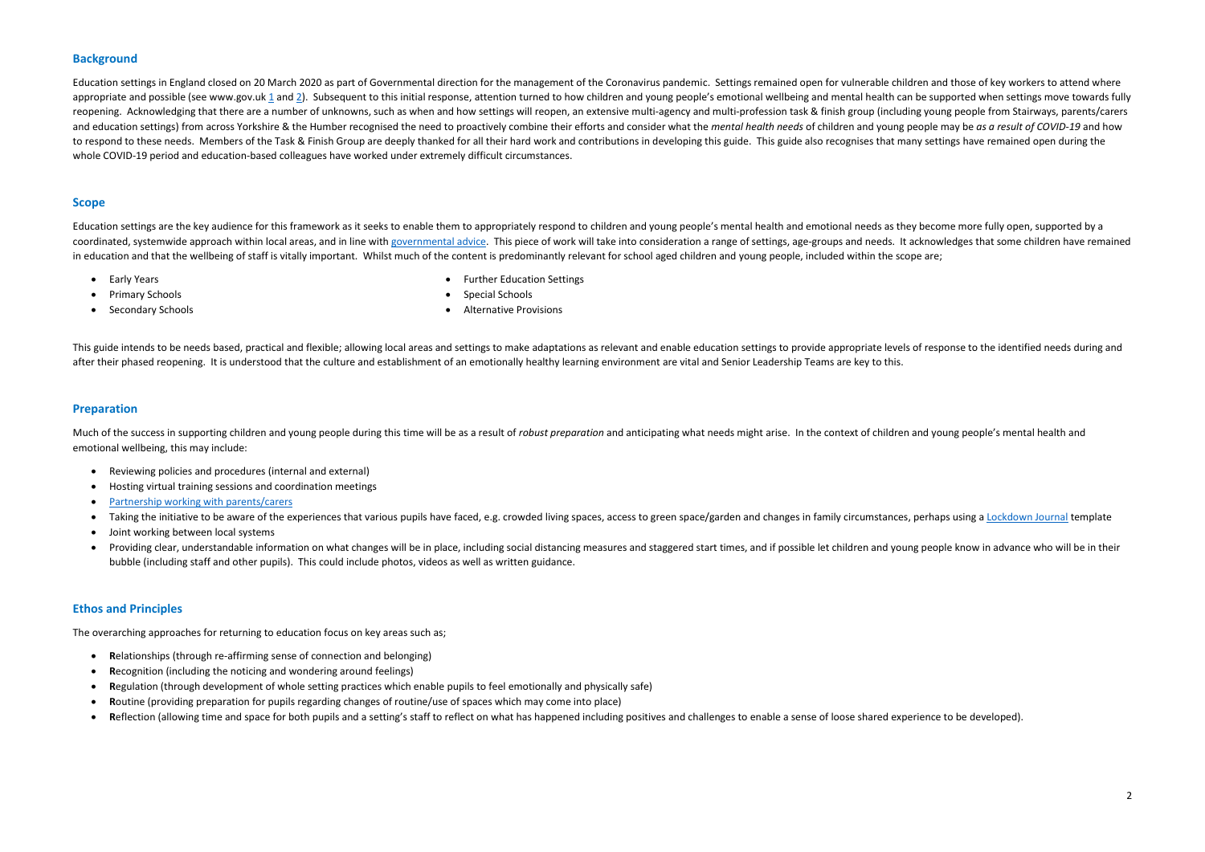## Background

Education settings in England closed on 20 March 2020 as part of Governmental direction for the management of the Coronavirus pandemic. Settings remained open for vulnerable children and those of key workers to attend where appropriate and possible (see www.gov.uk 1 and 2). Subsequent to this initial response, attention turned to how children and young people's emotional wellbeing and mental health can be supported when settings move towards fully reopening. Acknowledging that there are a number of unknowns, such as when and how settings will reopen, an extensive multi-agency and multi-profession task & finish group (including young people from Stairways, parents/carers and education settings) from across Yorkshire & the Humber recognised the need to proactively combine their efforts and consider what the *mental health needs* of children and young people may be *as a result of COVID-19* and how to respond to these needs. Members of the Task & Finish Group are deeply thanked for all their hard work and contributions in developing this guide. This guide also recognises that many settings have remained open during the whole COVID-19 period and education-based colleagues have worked under extremely difficult circumstances.

## Scope

Education settings are the key audience for this framework as it seeks to enable them to appropriately respond to children and young people's mental health and emotional needs as they become more fully open, supported by a coordinated, systemwide approach within local areas, and in line with governmental advice. This piece of work will take into consideration a range of settings, age-groups and needs. It acknowledges that some children have remained in education and that the wellbeing of staff is vitally important. Whilst much of the content is predominantly relevant for school aged children and young people, included within the scope are;

- Early Years
- Primary Schools
- Secondary Schools
- Further Education Settings
- Special Schools
- Alternative Provisions

This guide intends to be needs based, practical and flexible; allowing local areas and settings to make adaptations as relevant and enable education settings to provide appropriate levels of response to the identified needs during and after their phased reopening. It is understood that the culture and establishment of an emotionally healthy learning environment are vital and Senior Leadership Teams are key to this.

## Preparation

Much of the success in supporting children and young people during this time will be as a result of *robust preparation* and anticipating what needs might arise. In the context of children and young people's mental health and emotional wellbeing, this may include:

- Reviewing policies and procedures (internal and external)
- Hosting virtual training sessions and coordination meetings
- Partnership working with parents/carers
- Taking the initiative to be aware of the experiences that various pupils have faced, e.g. crowded living spaces, access to green space/garden and changes in family circumstances, perhaps using a Lockdown Journal template
- Joint working between local systems
- Providing clear, understandable information on what changes will be in place, including social distancing measures and staggered start times, and if possible let children and young people know in advance who will be in their bubble (including staff and other pupils). This could include photos, videos as well as written guidance.

## Ethos and Principles

The overarching approaches for returning to education focus on key areas such as;

- **R**elationships (through re-affirming sense of connection and belonging)
- **R**ecognition (including the noticing and wondering around feelings)
- **R**egulation (through development of whole setting practices which enable pupils to feel emotionally and physically safe)
- **R**outine (providing preparation for pupils regarding changes of routine/use of spaces which may come into place)
- **R**eflection (allowing time and space for both pupils and a setting's staff to reflect on what has happened including positives and challenges to enable a sense of loose shared experience to be developed).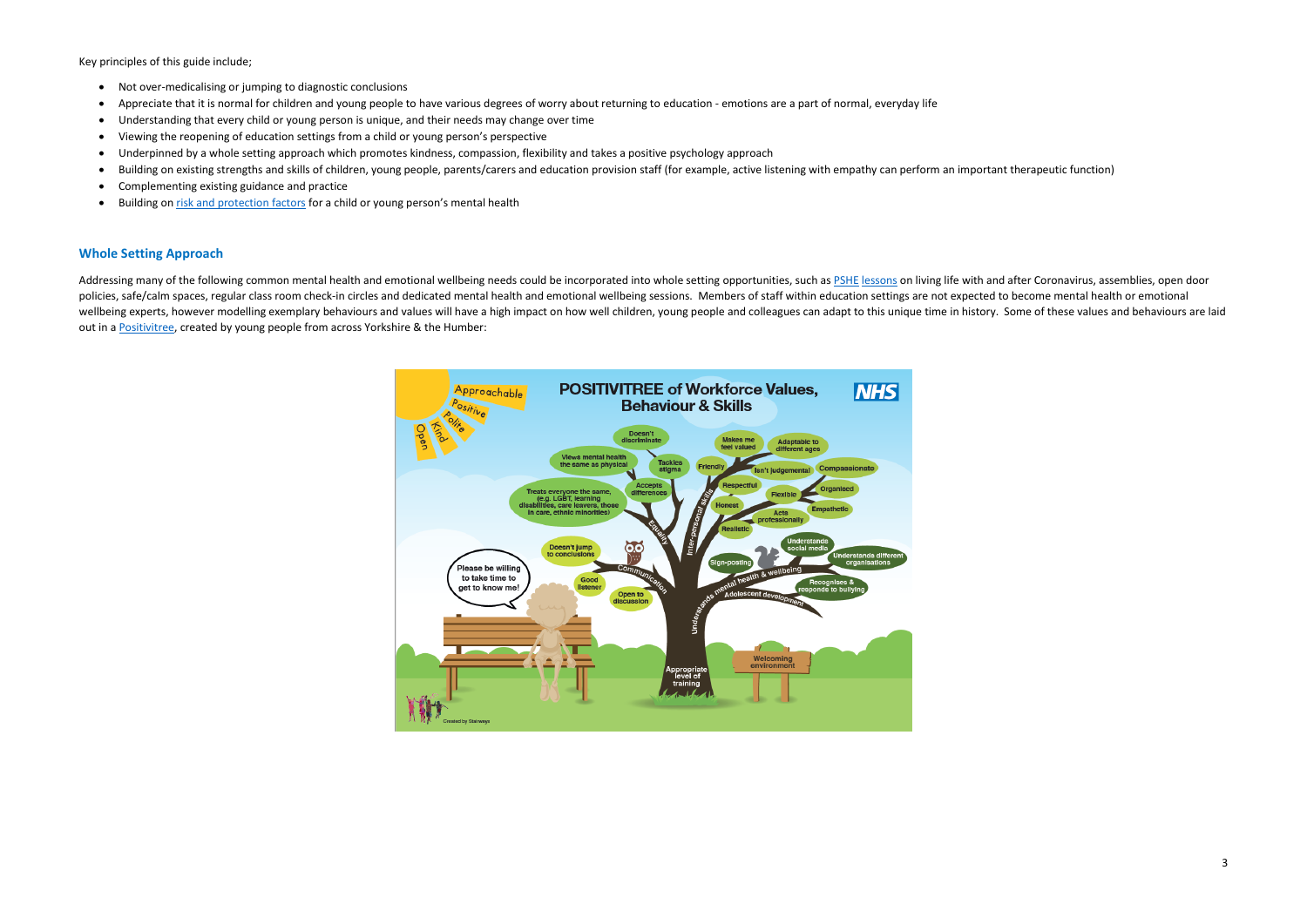Key principles of this guide include;

- Not over-medicalising or jumping to diagnostic conclusions
- Appreciate that it is normal for children and young people to have various degrees of worry about returning to education - emotions are a part of normal, everyday life
- Understanding that every child or young person is unique, and their needs may change over time
- Viewing the reopening of education settings from a child or young person's perspective
- Underpinned by a whole setting approach which promotes kindness, compassion, flexibility and takes a positive psychology approach
- Building on existing strengths and skills of children, young people, parents/carers and education provision staff (for example, active listening with empathy can perform an important therapeutic function)
- Complementing existing guidance and practice
- Building on risk and protection factors for a child or young person's mental health

## Whole Setting Approach

Addressing many of the following common mental health and emotional wellbeing needs could be incorporated into whole setting opportunities, such as PSHE lessons on living life with and after Coronavirus, assemblies, open door policies, safe/calm spaces, regular class room check-in circles and dedicated mental health and emotional wellbeing sessions. Members of staff within education settings are not expected to become mental health or emotional wellbeing experts, however modelling exemplary behaviours and values will have a high impact on how well children, young people and colleagues can adapt to this unique time in history. Some of these values and behaviours are laid out in a Positivitree, created by young people from across Yorkshire & the Humber: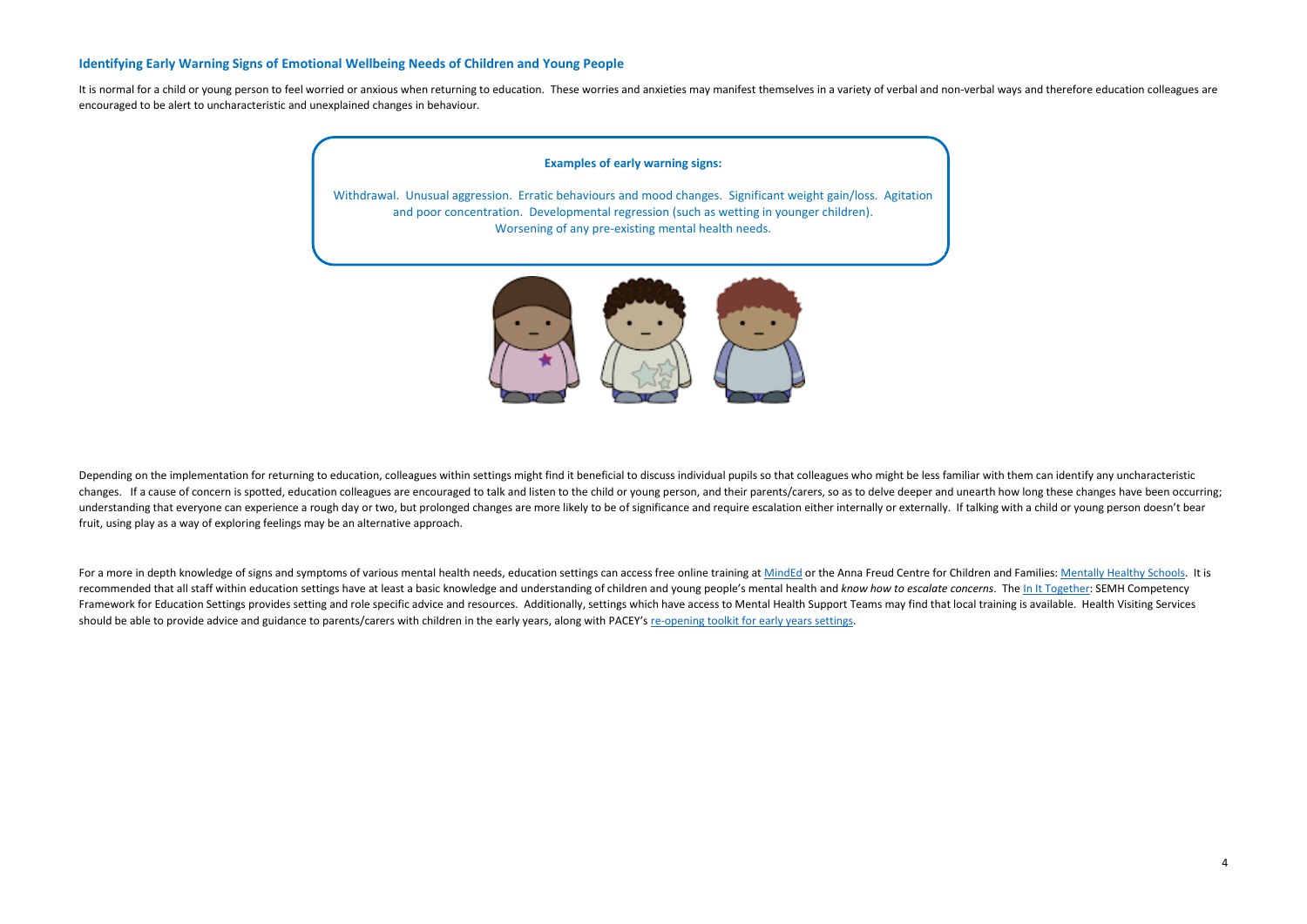## Identifying Early Warning Signs of Emotional Wellbeing Needs of Children and Young People

It is normal for a child or young person to feel worried or anxious when returning to education. These worries and anxieties may manifest themselves in a variety of verbal and non-verbal ways and therefore education colleagues are encouraged to be alert to uncharacteristic and unexplained changes in behaviour.

**Examples of early warning signs:**

Withdrawal. Unusual aggression. Erratic behaviours and mood changes. Significant weight gain/loss. Agitation and poor concentration. Developmental regression (such as wetting in younger children). Worsening of any pre-existing mental health needs.

Depending on the implementation for returning to education, colleagues within settings might find it beneficial to discuss individual pupils so that colleagues who might be less familiar with them can identify any uncharacteristic changes. If a cause of concern is spotted, education colleagues are encouraged to talk and listen to the child or young person, and their parents/carers, so as to delve deeper and unearth how long these changes have been occurring; understanding that everyone can experience a rough day or two, but prolonged changes are more likely to be of significance and require escalation either internally or externally. If talking with a child or young person doesn't bear fruit, using play as a way of exploring feelings may be an alternative approach.

For a more in depth knowledge of signs and symptoms of various mental health needs, education settings can access free online training at MindEd or the Anna Freud Centre for Children and Families: Mentally Healthy Schools. It is recommended that all staff within education settings have at least a basic knowledge and understanding of children and young people's mental health and *know how to escalate concerns*. The In It Together: SEMH Competency Framework for Education Settings provides setting and role specific advice and resources. Additionally, settings which have access to Mental Health Support Teams may find that local training is available. Health Visiting Services should be able to provide advice and guidance to parents/carers with children in the early years, along with PACEY's re-opening toolkit for early years settings.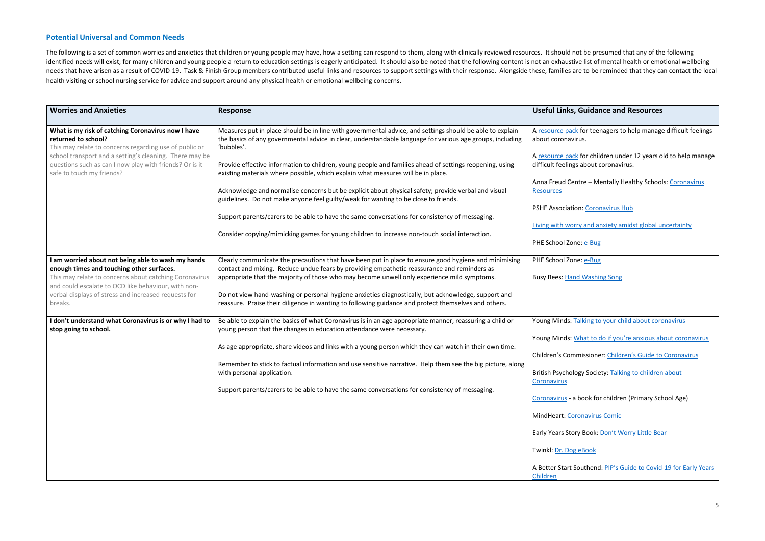### Potential Universal and Common Needs

The following is a set of common worries and anxieties that children or young people may have, how a setting can respond to them, along with clinically reviewed resources. It should not be presumed that any of the following identified needs will exist; for many children and young people a return to education settings is eagerly anticipated. It should also be noted that the following content is not an exhaustive list of mental health or emotional wellbeing needs that have arisen as a result of COVID-19. Task & Finish Group members contributed useful links and resources to support settings with their response. Alongside these, families are to be reminded that they can contact the local health visiting or school nursing service for advice and support around any physical health or emotional wellbeing concerns.

| Worries and Anxieties | Response | Useful Links, Guidance and Resources |
|---|---|---|
| **What is my risk of catching Coronavirus now I have returned to school?**<br>This may relate to concerns regarding use of public or school transport and a setting's cleaning. There may be questions such as can I now play with friends? Or is it safe to touch my friends? | Measures put in place should be in line with governmental advice, and settings should be able to explain the basics of any governmental advice in clear, understandable language for various age groups, including 'bubbles'.<br><br>Provide effective information to children, young people and families ahead of settings reopening, using existing materials where possible, which explain what measures will be in place.<br><br>Acknowledge and normalise concerns but be explicit about physical safety; provide verbal and visual guidelines. Do not make anyone feel guilty/weak for wanting to be close to friends.<br><br>Support parents/carers to be able to have the same conversations for consistency of messaging.<br><br>Consider copying/mimicking games for young children to increase non-touch social interaction. | A resource pack for teenagers to help manage difficult feelings about coronavirus.<br><br>A resource pack for children under 12 years old to help manage difficult feelings about coronavirus.<br><br>Anna Freud Centre – Mentally Healthy Schools: Coronavirus Resources<br><br>PSHE Association: Coronavirus Hub<br><br>Living with worry and anxiety amidst global uncertainty<br><br>PHE School Zone: e-Bug |
| **I am worried about not being able to wash my hands enough times and touching other surfaces.**<br>This may relate to concerns about catching Coronavirus and could escalate to OCD like behaviour, with non-verbal displays of stress and increased requests for breaks. | Clearly communicate the precautions that have been put in place to ensure good hygiene and minimising contact and mixing. Reduce undue fears by providing empathetic reassurance and reminders as appropriate that the majority of those who may become unwell only experience mild symptoms.<br><br>Do not view hand-washing or personal hygiene anxieties diagnostically, but acknowledge, support and reassure. Praise their diligence in wanting to following guidance and protect themselves and others. | PHE School Zone: e-Bug<br><br>Busy Bees: Hand Washing Song |
| **I don't understand what Coronavirus is or why I had to stop going to school.** | Be able to explain the basics of what Coronavirus is in an age appropriate manner, reassuring a child or young person that the changes in education attendance were necessary.<br><br>As age appropriate, share videos and links with a young person which they can watch in their own time.<br><br>Remember to stick to factual information and use sensitive narrative. Help them see the big picture, along with personal application.<br><br>Support parents/carers to be able to have the same conversations for consistency of messaging. | Young Minds: Talking to your child about coronavirus<br><br>Young Minds: What to do if you're anxious about coronavirus<br><br>Children's Commissioner: Children's Guide to Coronavirus<br><br>British Psychology Society: Talking to children about Coronavirus<br><br>Coronavirus - a book for children (Primary School Age)<br><br>MindHeart: Coronavirus Comic<br><br>Early Years Story Book: Don't Worry Little Bear<br><br>Twinkl: Dr. Dog eBook<br><br>A Better Start Southend: PIP's Guide to Covid-19 for Early Years Children |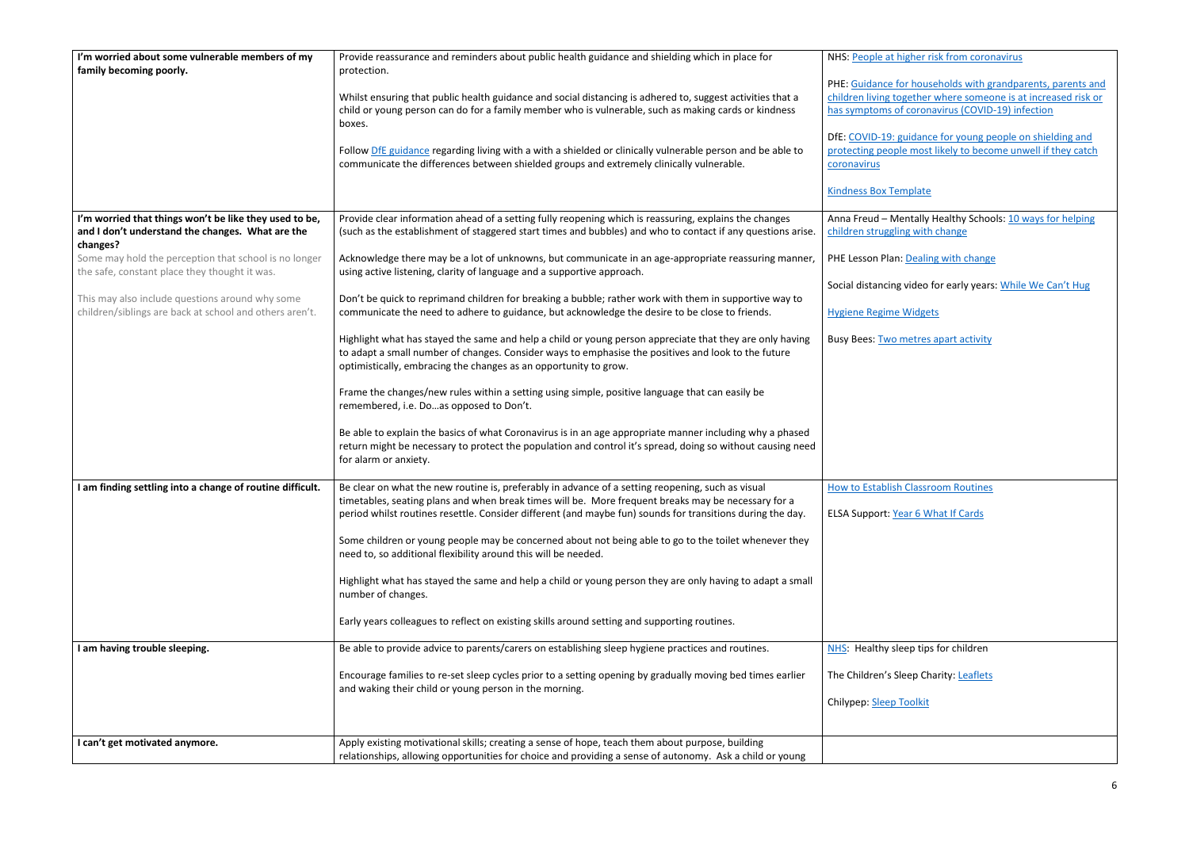| | | |
|---|---|---|
| **I'm worried about some vulnerable members of my family becoming poorly.** | Provide reassurance and reminders about public health guidance and shielding which in place for protection.<br><br>Whilst ensuring that public health guidance and social distancing is adhered to, suggest activities that a child or young person can do for a family member who is vulnerable, such as making cards or kindness boxes.<br><br>Follow DfE guidance regarding living with a with a shielded or clinically vulnerable person and be able to communicate the differences between shielded groups and extremely clinically vulnerable. | NHS: People at higher risk from coronavirus<br><br>PHE: Guidance for households with grandparents, parents and children living together where someone is at increased risk or has symptoms of coronavirus (COVID-19) infection<br><br>DfE: COVID-19: guidance for young people on shielding and protecting people most likely to become unwell if they catch coronavirus<br><br>Kindness Box Template |
| **I'm worried that things won't be like they used to be, and I don't understand the changes. What are the changes?**<br><br>Some may hold the perception that school is no longer the safe, constant place they thought it was.<br><br>This may also include questions around why some children/siblings are back at school and others aren't. | Provide clear information ahead of a setting fully reopening which is reassuring, explains the changes (such as the establishment of staggered start times and bubbles) and who to contact if any questions arise.<br><br>Acknowledge there may be a lot of unknowns, but communicate in an age-appropriate reassuring manner, using active listening, clarity of language and a supportive approach.<br><br>Don't be quick to reprimand children for breaking a bubble; rather work with them in supportive way to communicate the need to adhere to guidance, but acknowledge the desire to be close to friends.<br><br>Highlight what has stayed the same and help a child or young person appreciate that they are only having to adapt a small number of changes. Consider ways to emphasise the positives and look to the future optimistically, embracing the changes as an opportunity to grow.<br><br>Frame the changes/new rules within a setting using simple, positive language that can easily be remembered, i.e. Do…as opposed to Don't.<br><br>Be able to explain the basics of what Coronavirus is in an age appropriate manner including why a phased return might be necessary to protect the population and control it's spread, doing so without causing need for alarm or anxiety. | Anna Freud – Mentally Healthy Schools: 10 ways for helping children struggling with change<br><br>PHE Lesson Plan: Dealing with change<br><br>Social distancing video for early years: While We Can't Hug<br><br>Hygiene Regime Widgets<br><br>Busy Bees: Two metres apart activity |
| **I am finding settling into a change of routine difficult.** | Be clear on what the new routine is, preferably in advance of a setting reopening, such as visual timetables, seating plans and when break times will be. More frequent breaks may be necessary for a period whilst routines resettle. Consider different (and maybe fun) sounds for transitions during the day.<br><br>Some children or young people may be concerned about not being able to go to the toilet whenever they need to, so additional flexibility around this will be needed.<br><br>Highlight what has stayed the same and help a child or young person they are only having to adapt a small number of changes.<br><br>Early years colleagues to reflect on existing skills around setting and supporting routines. | How to Establish Classroom Routines<br><br>ELSA Support: Year 6 What If Cards |
| **I am having trouble sleeping.** | Be able to provide advice to parents/carers on establishing sleep hygiene practices and routines.<br><br>Encourage families to re-set sleep cycles prior to a setting opening by gradually moving bed times earlier and waking their child or young person in the morning. | NHS: Healthy sleep tips for children<br><br>The Children's Sleep Charity: Leaflets<br><br>Chilypep: Sleep Toolkit |
| **I can't get motivated anymore.** | Apply existing motivational skills; creating a sense of hope, teach them about purpose, building relationships, allowing opportunities for choice and providing a sense of autonomy. Ask a child or young | |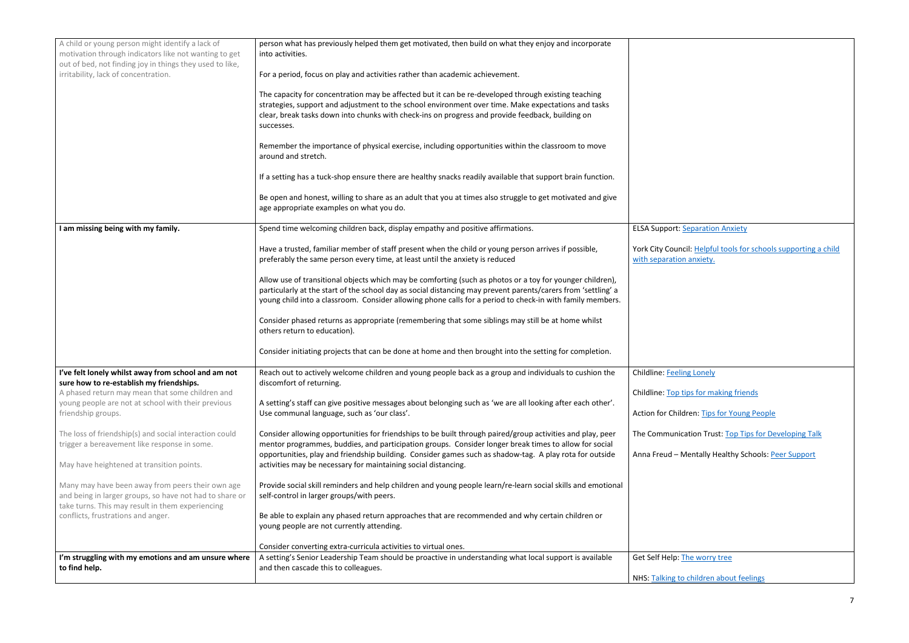| | | |
|---|---|---|
| A child or young person might identify a lack of motivation through indicators like not wanting to get out of bed, not finding joy in things they used to like, irritability, lack of concentration. | person what has previously helped them get motivated, then build on what they enjoy and incorporate into activities.<br><br>For a period, focus on play and activities rather than academic achievement.<br><br>The capacity for concentration may be affected but it can be re-developed through existing teaching strategies, support and adjustment to the school environment over time. Make expectations and tasks clear, break tasks down into chunks with check-ins on progress and provide feedback, building on successes.<br><br>Remember the importance of physical exercise, including opportunities within the classroom to move around and stretch.<br><br>If a setting has a tuck-shop ensure there are healthy snacks readily available that support brain function.<br><br>Be open and honest, willing to share as an adult that you at times also struggle to get motivated and give age appropriate examples on what you do. | |
| **I am missing being with my family.** | Spend time welcoming children back, display empathy and positive affirmations.<br><br>Have a trusted, familiar member of staff present when the child or young person arrives if possible, preferably the same person every time, at least until the anxiety is reduced<br><br>Allow use of transitional objects which may be comforting (such as photos or a toy for younger children), particularly at the start of the school day as social distancing may prevent parents/carers from 'settling' a young child into a classroom. Consider allowing phone calls for a period to check-in with family members.<br><br>Consider phased returns as appropriate (remembering that some siblings may still be at home whilst others return to education).<br><br>Consider initiating projects that can be done at home and then brought into the setting for completion. | ELSA Support: Separation Anxiety<br><br>York City Council: Helpful tools for schools supporting a child with separation anxiety. |
| **I've felt lonely whilst away from school and am not sure how to re-establish my friendships.**<br>A phased return may mean that some children and young people are not at school with their previous friendship groups.<br><br>The loss of friendship(s) and social interaction could trigger a bereavement like response in some.<br><br>May have heightened at transition points.<br><br>Many may have been away from peers their own age and being in larger groups, so have not had to share or take turns. This may result in them experiencing conflicts, frustrations and anger. | Reach out to actively welcome children and young people back as a group and individuals to cushion the discomfort of returning.<br><br>A setting's staff can give positive messages about belonging such as 'we are all looking after each other'. Use communal language, such as 'our class'.<br><br>Consider allowing opportunities for friendships to be built through paired/group activities and play, peer mentor programmes, buddies, and participation groups. Consider longer break times to allow for social opportunities, play and friendship building. Consider games such as shadow-tag. A play rota for outside activities may be necessary for maintaining social distancing.<br><br>Provide social skill reminders and help children and young people learn/re-learn social skills and emotional self-control in larger groups/with peers.<br><br>Be able to explain any phased return approaches that are recommended and why certain children or young people are not currently attending.<br><br>Consider converting extra-curricula activities to virtual ones. | Childline: Feeling Lonely<br><br>Childline: Top tips for making friends<br><br>Action for Children: Tips for Young People<br><br>The Communication Trust: Top Tips for Developing Talk<br><br>Anna Freud – Mentally Healthy Schools: Peer Support |
| **I'm struggling with my emotions and am unsure where to find help.** | A setting's Senior Leadership Team should be proactive in understanding what local support is available and then cascade this to colleagues. | Get Self Help: The worry tree<br><br>NHS: Talking to children about feelings |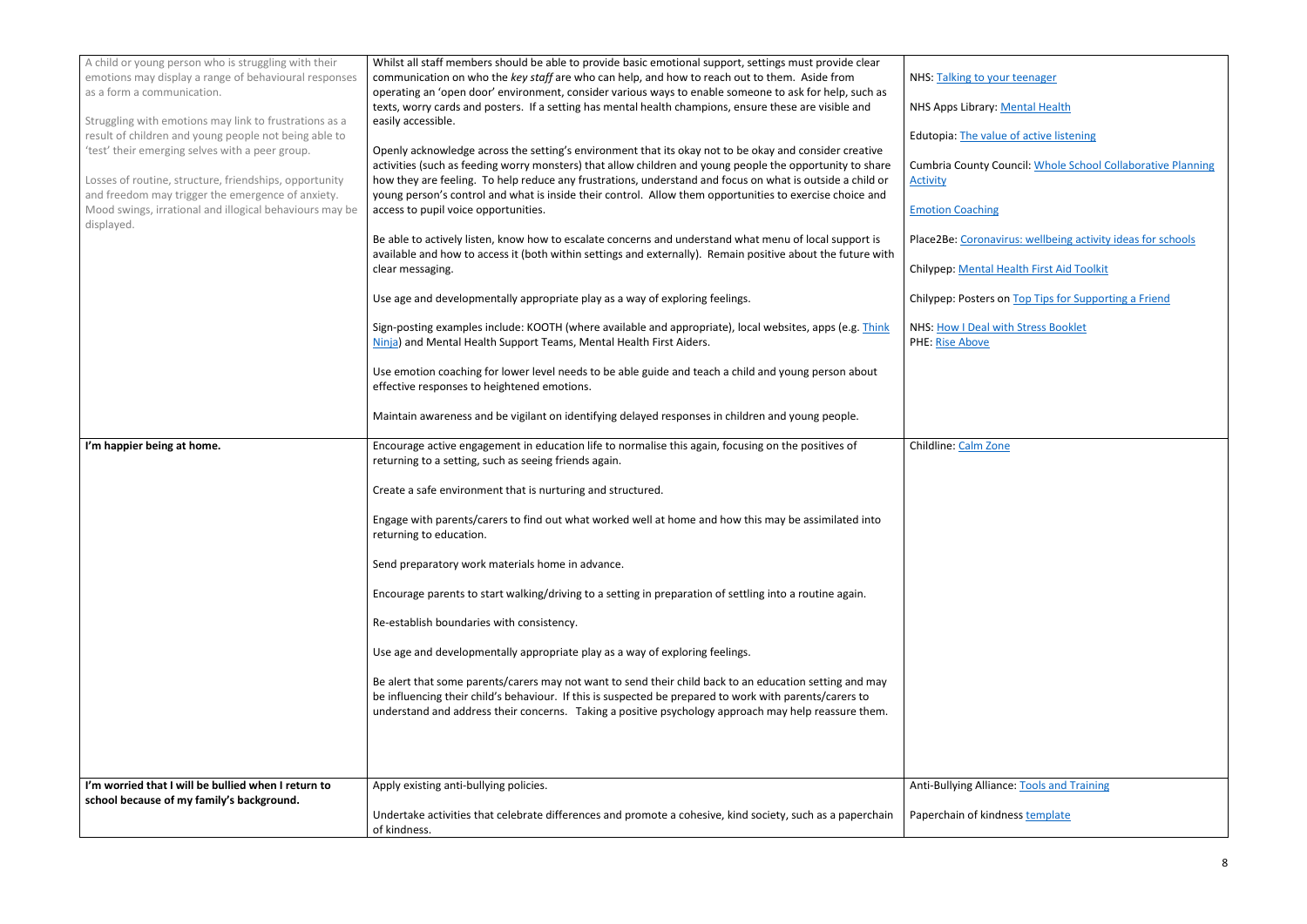| | | |
|---|---|---|
| A child or young person who is struggling with their emotions may display a range of behavioural responses as a form a communication.<br><br>Struggling with emotions may link to frustrations as a result of children and young people not being able to 'test' their emerging selves with a peer group.<br><br>Losses of routine, structure, friendships, opportunity and freedom may trigger the emergence of anxiety. Mood swings, irrational and illogical behaviours may be displayed. | Whilst all staff members should be able to provide basic emotional support, settings must provide clear communication on who the *key staff* are who can help, and how to reach out to them. Aside from operating an 'open door' environment, consider various ways to enable someone to ask for help, such as texts, worry cards and posters. If a setting has mental health champions, ensure these are visible and easily accessible.<br><br>Openly acknowledge across the setting's environment that its okay not to be okay and consider creative activities (such as feeding worry monsters) that allow children and young people the opportunity to share how they are feeling. To help reduce any frustrations, understand and focus on what is outside a child or young person's control and what is inside their control. Allow them opportunities to exercise choice and access to pupil voice opportunities.<br><br>Be able to actively listen, know how to escalate concerns and understand what menu of local support is available and how to access it (both within settings and externally). Remain positive about the future with clear messaging.<br><br>Use age and developmentally appropriate play as a way of exploring feelings.<br><br>Sign-posting examples include: KOOTH (where available and appropriate), local websites, apps (e.g. Think Ninja) and Mental Health Support Teams, Mental Health First Aiders.<br><br>Use emotion coaching for lower level needs to be able guide and teach a child and young person about effective responses to heightened emotions.<br><br>Maintain awareness and be vigilant on identifying delayed responses in children and young people. | NHS: Talking to your teenager<br><br>NHS Apps Library: Mental Health<br><br>Edutopia: The value of active listening<br><br>Cumbria County Council: Whole School Collaborative Planning Activity<br><br>Emotion Coaching<br><br>Place2Be: Coronavirus: wellbeing activity ideas for schools<br><br>Chilypep: Mental Health First Aid Toolkit<br><br>Chilypep: Posters on Top Tips for Supporting a Friend<br><br>NHS: How I Deal with Stress Booklet<br>PHE: Rise Above |
| **I'm happier being at home.** | Encourage active engagement in education life to normalise this again, focusing on the positives of returning to a setting, such as seeing friends again.<br><br>Create a safe environment that is nurturing and structured.<br><br>Engage with parents/carers to find out what worked well at home and how this may be assimilated into returning to education.<br><br>Send preparatory work materials home in advance.<br><br>Encourage parents to start walking/driving to a setting in preparation of settling into a routine again.<br><br>Re-establish boundaries with consistency.<br><br>Use age and developmentally appropriate play as a way of exploring feelings.<br><br>Be alert that some parents/carers may not want to send their child back to an education setting and may be influencing their child's behaviour. If this is suspected be prepared to work with parents/carers to understand and address their concerns. Taking a positive psychology approach may help reassure them. | Childline: Calm Zone |
| **I'm worried that I will be bullied when I return to school because of my family's background.** | Apply existing anti-bullying policies.<br><br>Undertake activities that celebrate differences and promote a cohesive, kind society, such as a paperchain of kindness. | Anti-Bullying Alliance: Tools and Training<br><br>Paperchain of kindness template |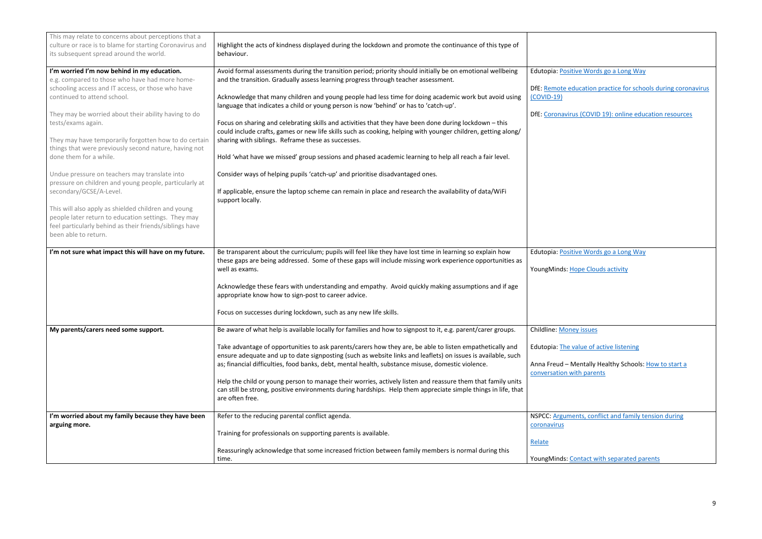| | | |
|---|---|---|
| This may relate to concerns about perceptions that a culture or race is to blame for starting Coronavirus and its subsequent spread around the world. | Highlight the acts of kindness displayed during the lockdown and promote the continuance of this type of behaviour. | |
| **I'm worried I'm now behind in my education.**<br>e.g. compared to those who have had more home-schooling access and IT access, or those who have continued to attend school.<br><br>They may be worried about their ability having to do tests/exams again.<br><br>They may have temporarily forgotten how to do certain things that were previously second nature, having not done them for a while.<br><br>Undue pressure on teachers may translate into pressure on children and young people, particularly at secondary/GCSE/A-Level.<br><br>This will also apply as shielded children and young people later return to education settings. They may feel particularly behind as their friends/siblings have been able to return. | Avoid formal assessments during the transition period; priority should initially be on emotional wellbeing and the transition. Gradually assess learning progress through teacher assessment.<br><br>Acknowledge that many children and young people had less time for doing academic work but avoid using language that indicates a child or young person is now 'behind' or has to 'catch-up'.<br><br>Focus on sharing and celebrating skills and activities that they have been done during lockdown – this could include crafts, games or new life skills such as cooking, helping with younger children, getting along/ sharing with siblings. Reframe these as successes.<br><br>Hold 'what have we missed' group sessions and phased academic learning to help all reach a fair level.<br><br>Consider ways of helping pupils 'catch-up' and prioritise disadvantaged ones.<br><br>If applicable, ensure the laptop scheme can remain in place and research the availability of data/WiFi support locally. | Edutopia: Positive Words go a Long Way<br><br>DfE: Remote education practice for schools during coronavirus (COVID-19)<br><br>DfE: Coronavirus (COVID 19): online education resources |
| **I'm not sure what impact this will have on my future.** | Be transparent about the curriculum; pupils will feel like they have lost time in learning so explain how these gaps are being addressed. Some of these gaps will include missing work experience opportunities as well as exams.<br><br>Acknowledge these fears with understanding and empathy. Avoid quickly making assumptions and if age appropriate know how to sign-post to career advice.<br><br>Focus on successes during lockdown, such as any new life skills. | Edutopia: Positive Words go a Long Way<br><br>YoungMinds: Hope Clouds activity |
| **My parents/carers need some support.** | Be aware of what help is available locally for families and how to signpost to it, e.g. parent/carer groups.<br><br>Take advantage of opportunities to ask parents/carers how they are, be able to listen empathetically and ensure adequate and up to date signposting (such as website links and leaflets) on issues is available, such as; financial difficulties, food banks, debt, mental health, substance misuse, domestic violence.<br><br>Help the child or young person to manage their worries, actively listen and reassure them that family units can still be strong, positive environments during hardships. Help them appreciate simple things in life, that are often free. | Childline: Money issues<br><br>Edutopia: The value of active listening<br><br>Anna Freud – Mentally Healthy Schools: How to start a conversation with parents |
| **I'm worried about my family because they have been arguing more.** | Refer to the reducing parental conflict agenda.<br><br>Training for professionals on supporting parents is available.<br><br>Reassuringly acknowledge that some increased friction between family members is normal during this time. | NSPCC: Arguments, conflict and family tension during coronavirus<br><br>Relate<br><br>YoungMinds: Contact with separated parents |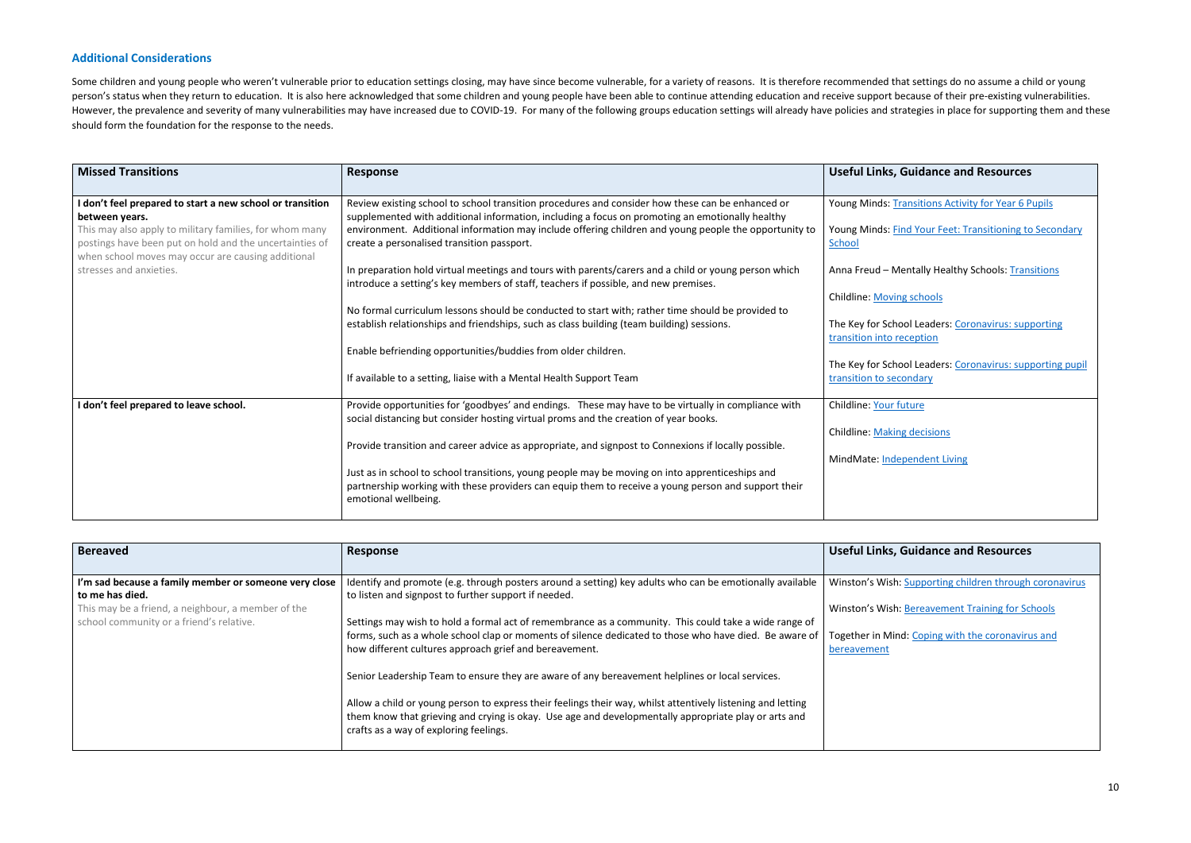## Additional Considerations

Some children and young people who weren't vulnerable prior to education settings closing, may have since become vulnerable, for a variety of reasons. It is therefore recommended that settings do no assume a child or young person's status when they return to education. It is also here acknowledged that some children and young people have been able to continue attending education and receive support because of their pre-existing vulnerabilities. However, the prevalence and severity of many vulnerabilities may have increased due to COVID-19. For many of the following groups education settings will already have policies and strategies in place for supporting them and these should form the foundation for the response to the needs.

| Missed Transitions | Response | Useful Links, Guidance and Resources |
|---|---|---|
| **I don't feel prepared to start a new school or transition between years.**<br><br>This may also apply to military families, for whom many postings have been put on hold and the uncertainties of when school moves may occur are causing additional stresses and anxieties. | Review existing school to school transition procedures and consider how these can be enhanced or supplemented with additional information, including a focus on promoting an emotionally healthy environment. Additional information may include offering children and young people the opportunity to create a personalised transition passport.<br><br>In preparation hold virtual meetings and tours with parents/carers and a child or young person which introduce a setting's key members of staff, teachers if possible, and new premises.<br><br>No formal curriculum lessons should be conducted to start with; rather time should be provided to establish relationships and friendships, such as class building (team building) sessions.<br><br>Enable befriending opportunities/buddies from older children.<br><br>If available to a setting, liaise with a Mental Health Support Team | Young Minds: Transitions Activity for Year 6 Pupils<br><br>Young Minds: Find Your Feet: Transitioning to Secondary School<br><br>Anna Freud – Mentally Healthy Schools: Transitions<br><br>Childline: Moving schools<br><br>The Key for School Leaders: Coronavirus: supporting transition into reception<br><br>The Key for School Leaders: Coronavirus: supporting pupil transition to secondary |
| **I don't feel prepared to leave school.** | Provide opportunities for 'goodbyes' and endings. These may have to be virtually in compliance with social distancing but consider hosting virtual proms and the creation of year books.<br><br>Provide transition and career advice as appropriate, and signpost to Connexions if locally possible.<br><br>Just as in school to school transitions, young people may be moving on into apprenticeships and partnership working with these providers can equip them to receive a young person and support their emotional wellbeing. | Childline: Your future<br><br>Childline: Making decisions<br><br>MindMate: Independent Living |

| Bereaved | Response | Useful Links, Guidance and Resources |
|---|---|---|
| **I'm sad because a family member or someone very close to me has died.**<br><br>This may be a friend, a neighbour, a member of the school community or a friend's relative. | Identify and promote (e.g. through posters around a setting) key adults who can be emotionally available to listen and signpost to further support if needed.<br><br>Settings may wish to hold a formal act of remembrance as a community. This could take a wide range of forms, such as a whole school clap or moments of silence dedicated to those who have died. Be aware of how different cultures approach grief and bereavement.<br><br>Senior Leadership Team to ensure they are aware of any bereavement helplines or local services.<br><br>Allow a child or young person to express their feelings their way, whilst attentively listening and letting them know that grieving and crying is okay. Use age and developmentally appropriate play or arts and crafts as a way of exploring feelings. | Winston's Wish: Supporting children through coronavirus<br><br>Winston's Wish: Bereavement Training for Schools<br><br>Together in Mind: Coping with the coronavirus and bereavement |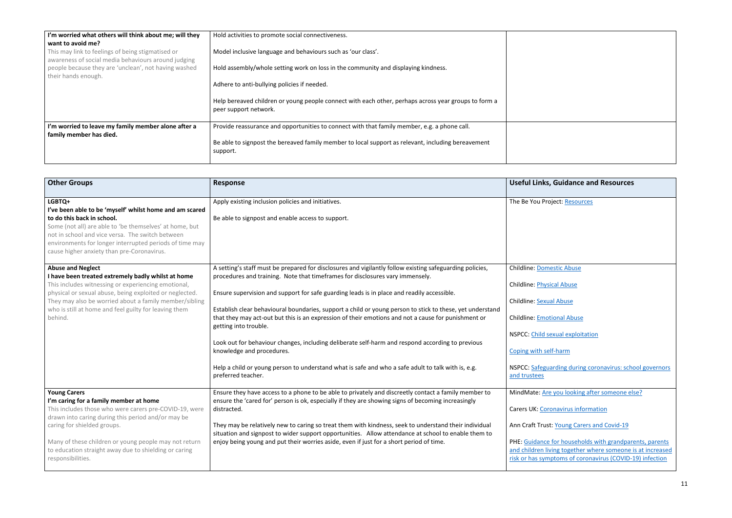| | | |
|---|---|---|
| **I'm worried what others will think about me; will they want to avoid me?**<br>This may link to feelings of being stigmatised or awareness of social media behaviours around judging people because they are 'unclean', not having washed their hands enough. | Hold activities to promote social connectiveness.<br><br>Model inclusive language and behaviours such as 'our class'.<br><br>Hold assembly/whole setting work on loss in the community and displaying kindness.<br><br>Adhere to anti-bullying policies if needed.<br><br>Help bereaved children or young people connect with each other, perhaps across year groups to form a peer support network. | |
| **I'm worried to leave my family member alone after a family member has died.** | Provide reassurance and opportunities to connect with that family member, e.g. a phone call.<br><br>Be able to signpost the bereaved family member to local support as relevant, including bereavement support. | |

| **Other Groups** | **Response** | **Useful Links, Guidance and Resources** |
|---|---|---|
| **LGBTQ+**<br>**I've been able to be 'myself' whilst home and am scared to do this back in school.**<br>Some (not all) are able to 'be themselves' at home, but not in school and vice versa. The switch between environments for longer interrupted periods of time may cause higher anxiety than pre-Coronavirus. | Apply existing inclusion policies and initiatives.<br><br>Be able to signpost and enable access to support. | The Be You Project: Resources |
| **Abuse and Neglect**<br>**I have been treated extremely badly whilst at home**<br>This includes witnessing or experiencing emotional, physical or sexual abuse, being exploited or neglected. They may also be worried about a family member/sibling who is still at home and feel guilty for leaving them behind. | A setting's staff must be prepared for disclosures and vigilantly follow existing safeguarding policies, procedures and training. Note that timeframes for disclosures vary immensely.<br><br>Ensure supervision and support for safe guarding leads is in place and readily accessible.<br><br>Establish clear behavioural boundaries, support a child or young person to stick to these, yet understand that they may act-out but this is an expression of their emotions and not a cause for punishment or getting into trouble.<br><br>Look out for behaviour changes, including deliberate self-harm and respond according to previous knowledge and procedures.<br><br>Help a child or young person to understand what is safe and who a safe adult to talk with is, e.g. preferred teacher. | Childline: Domestic Abuse<br><br>Childline: Physical Abuse<br><br>Childline: Sexual Abuse<br><br>Childline: Emotional Abuse<br><br>NSPCC: Child sexual exploitation<br><br>Coping with self-harm<br><br>NSPCC: Safeguarding during coronavirus: school governors and trustees |
| **Young Carers**<br>**I'm caring for a family member at home**<br>This includes those who were carers pre-COVID-19, were drawn into caring during this period and/or may be caring for shielded groups.<br><br>Many of these children or young people may not return to education straight away due to shielding or caring responsibilities. | Ensure they have access to a phone to be able to privately and discreetly contact a family member to ensure the 'cared for' person is ok, especially if they are showing signs of becoming increasingly distracted.<br><br>They may be relatively new to caring so treat them with kindness, seek to understand their individual situation and signpost to wider support opportunities. Allow attendance at school to enable them to enjoy being young and put their worries aside, even if just for a short period of time. | MindMate: Are you looking after someone else?<br><br>Carers UK: Coronavirus information<br><br>Ann Craft Trust: Young Carers and Covid-19<br><br>PHE: Guidance for households with grandparents, parents and children living together where someone is at increased risk or has symptoms of coronavirus (COVID-19) infection |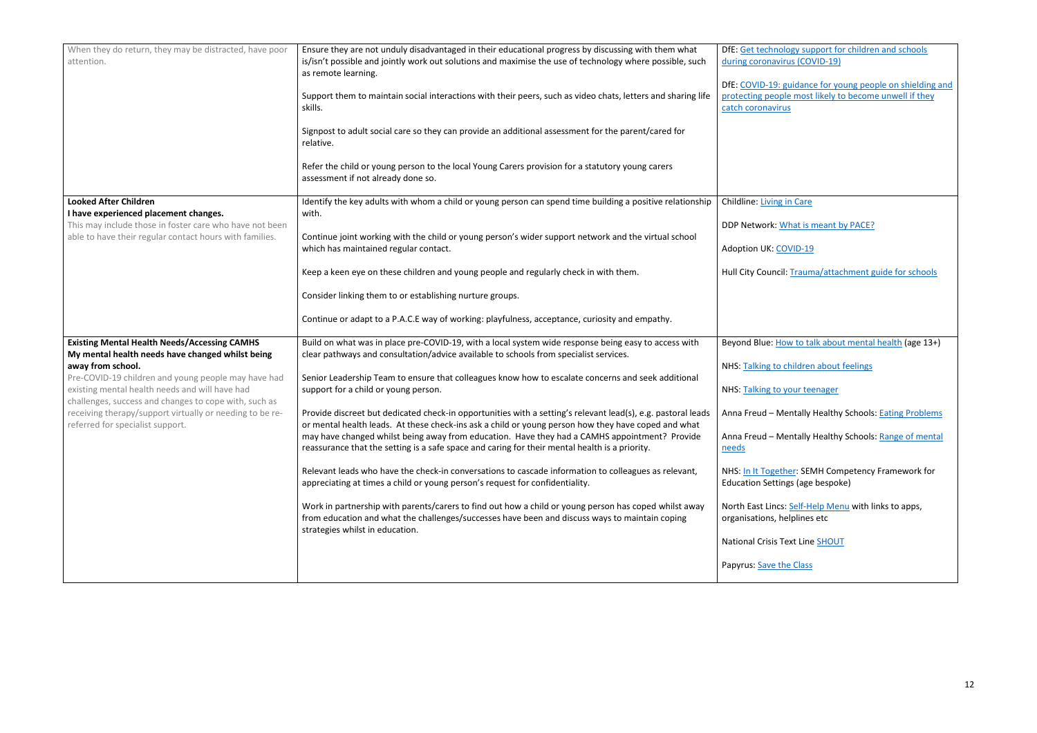| | | |
|---|---|---|
| When they do return, they may be distracted, have poor attention. | Ensure they are not unduly disadvantaged in their educational progress by discussing with them what is/isn't possible and jointly work out solutions and maximise the use of technology where possible, such as remote learning.<br><br>Support them to maintain social interactions with their peers, such as video chats, letters and sharing life skills.<br><br>Signpost to adult social care so they can provide an additional assessment for the parent/cared for relative.<br><br>Refer the child or young person to the local Young Carers provision for a statutory young carers assessment if not already done so. | DfE: Get technology support for children and schools during coronavirus (COVID-19)<br><br>DfE: COVID-19: guidance for young people on shielding and protecting people most likely to become unwell if they catch coronavirus |
| **Looked After Children**<br>**I have experienced placement changes.**<br>This may include those in foster care who have not been able to have their regular contact hours with families. | Identify the key adults with whom a child or young person can spend time building a positive relationship with.<br><br>Continue joint working with the child or young person's wider support network and the virtual school which has maintained regular contact.<br><br>Keep a keen eye on these children and young people and regularly check in with them.<br><br>Consider linking them to or establishing nurture groups.<br><br>Continue or adapt to a P.A.C.E way of working: playfulness, acceptance, curiosity and empathy. | Childline: Living in Care<br><br>DDP Network: What is meant by PACE?<br><br>Adoption UK: COVID-19<br><br>Hull City Council: Trauma/attachment guide for schools |
| **Existing Mental Health Needs/Accessing CAMHS**<br>**My mental health needs have changed whilst being away from school.**<br>Pre-COVID-19 children and young people may have had existing mental health needs and will have had challenges, success and changes to cope with, such as receiving therapy/support virtually or needing to be re-referred for specialist support. | Build on what was in place pre-COVID-19, with a local system wide response being easy to access with clear pathways and consultation/advice available to schools from specialist services.<br><br>Senior Leadership Team to ensure that colleagues know how to escalate concerns and seek additional support for a child or young person.<br><br>Provide discreet but dedicated check-in opportunities with a setting's relevant lead(s), e.g. pastoral leads or mental health leads. At these check-ins ask a child or young person how they have coped and what may have changed whilst being away from education. Have they had a CAMHS appointment? Provide reassurance that the setting is a safe space and caring for their mental health is a priority.<br><br>Relevant leads who have the check-in conversations to cascade information to colleagues as relevant, appreciating at times a child or young person's request for confidentiality.<br><br>Work in partnership with parents/carers to find out how a child or young person has coped whilst away from education and what the challenges/successes have been and discuss ways to maintain coping strategies whilst in education. | Beyond Blue: How to talk about mental health (age 13+)<br><br>NHS: Talking to children about feelings<br><br>NHS: Talking to your teenager<br><br>Anna Freud – Mentally Healthy Schools: Eating Problems<br><br>Anna Freud – Mentally Healthy Schools: Range of mental needs<br><br>NHS: In It Together: SEMH Competency Framework for Education Settings (age bespoke)<br><br>North East Lincs: Self-Help Menu with links to apps, organisations, helplines etc<br><br>National Crisis Text Line SHOUT<br><br>Papyrus: Save the Class |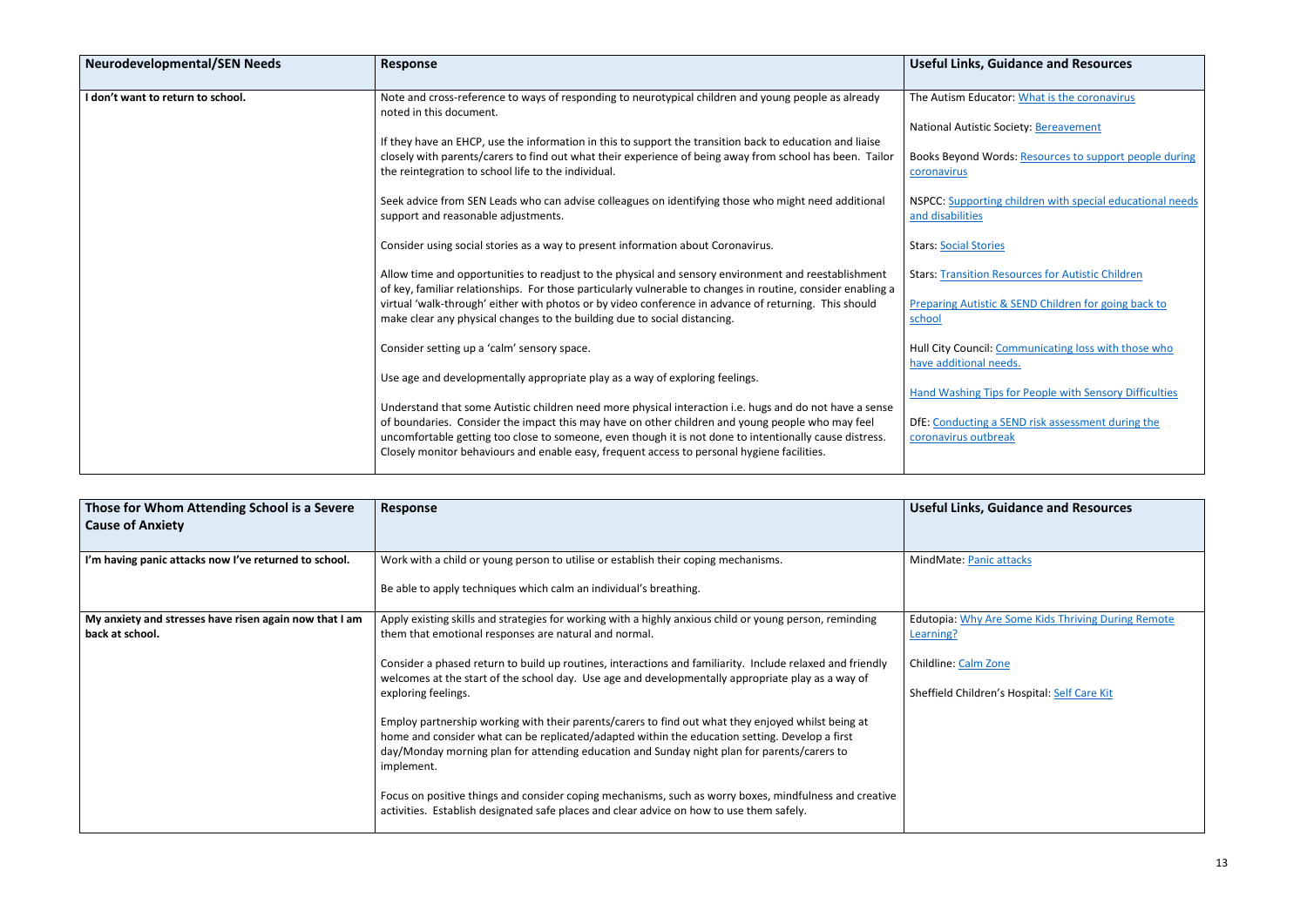| Neurodevelopmental/SEN Needs | Response | Useful Links, Guidance and Resources |
|---|---|---|
| **I don't want to return to school.** | Note and cross-reference to ways of responding to neurotypical children and young people as already noted in this document.<br><br>If they have an EHCP, use the information in this to support the transition back to education and liaise closely with parents/carers to find out what their experience of being away from school has been. Tailor the reintegration to school life to the individual.<br><br>Seek advice from SEN Leads who can advise colleagues on identifying those who might need additional support and reasonable adjustments.<br><br>Consider using social stories as a way to present information about Coronavirus.<br><br>Allow time and opportunities to readjust to the physical and sensory environment and reestablishment of key, familiar relationships. For those particularly vulnerable to changes in routine, consider enabling a virtual 'walk-through' either with photos or by video conference in advance of returning. This should make clear any physical changes to the building due to social distancing.<br><br>Consider setting up a 'calm' sensory space.<br><br>Use age and developmentally appropriate play as a way of exploring feelings.<br><br>Understand that some Autistic children need more physical interaction i.e. hugs and do not have a sense of boundaries. Consider the impact this may have on other children and young people who may feel uncomfortable getting too close to someone, even though it is not done to intentionally cause distress. Closely monitor behaviours and enable easy, frequent access to personal hygiene facilities. | The Autism Educator: What is the coronavirus<br><br>National Autistic Society: Bereavement<br><br>Books Beyond Words: Resources to support people during coronavirus<br><br>NSPCC: Supporting children with special educational needs and disabilities<br><br>Stars: Social Stories<br><br>Stars: Transition Resources for Autistic Children<br><br>Preparing Autistic & SEND Children for going back to school<br><br>Hull City Council: Communicating loss with those who have additional needs.<br><br>Hand Washing Tips for People with Sensory Difficulties<br><br>DfE: Conducting a SEND risk assessment during the coronavirus outbreak |

| Those for Whom Attending School is a Severe Cause of Anxiety | Response | Useful Links, Guidance and Resources |
|---|---|---|
| **I'm having panic attacks now I've returned to school.** | Work with a child or young person to utilise or establish their coping mechanisms.<br><br>Be able to apply techniques which calm an individual's breathing. | MindMate: Panic attacks |
| **My anxiety and stresses have risen again now that I am back at school.** | Apply existing skills and strategies for working with a highly anxious child or young person, reminding them that emotional responses are natural and normal.<br><br>Consider a phased return to build up routines, interactions and familiarity. Include relaxed and friendly welcomes at the start of the school day. Use age and developmentally appropriate play as a way of exploring feelings.<br><br>Employ partnership working with their parents/carers to find out what they enjoyed whilst being at home and consider what can be replicated/adapted within the education setting. Develop a first day/Monday morning plan for attending education and Sunday night plan for parents/carers to implement.<br><br>Focus on positive things and consider coping mechanisms, such as worry boxes, mindfulness and creative activities. Establish designated safe places and clear advice on how to use them safely. | Edutopia: Why Are Some Kids Thriving During Remote Learning?<br><br>Childline: Calm Zone<br><br>Sheffield Children's Hospital: Self Care Kit |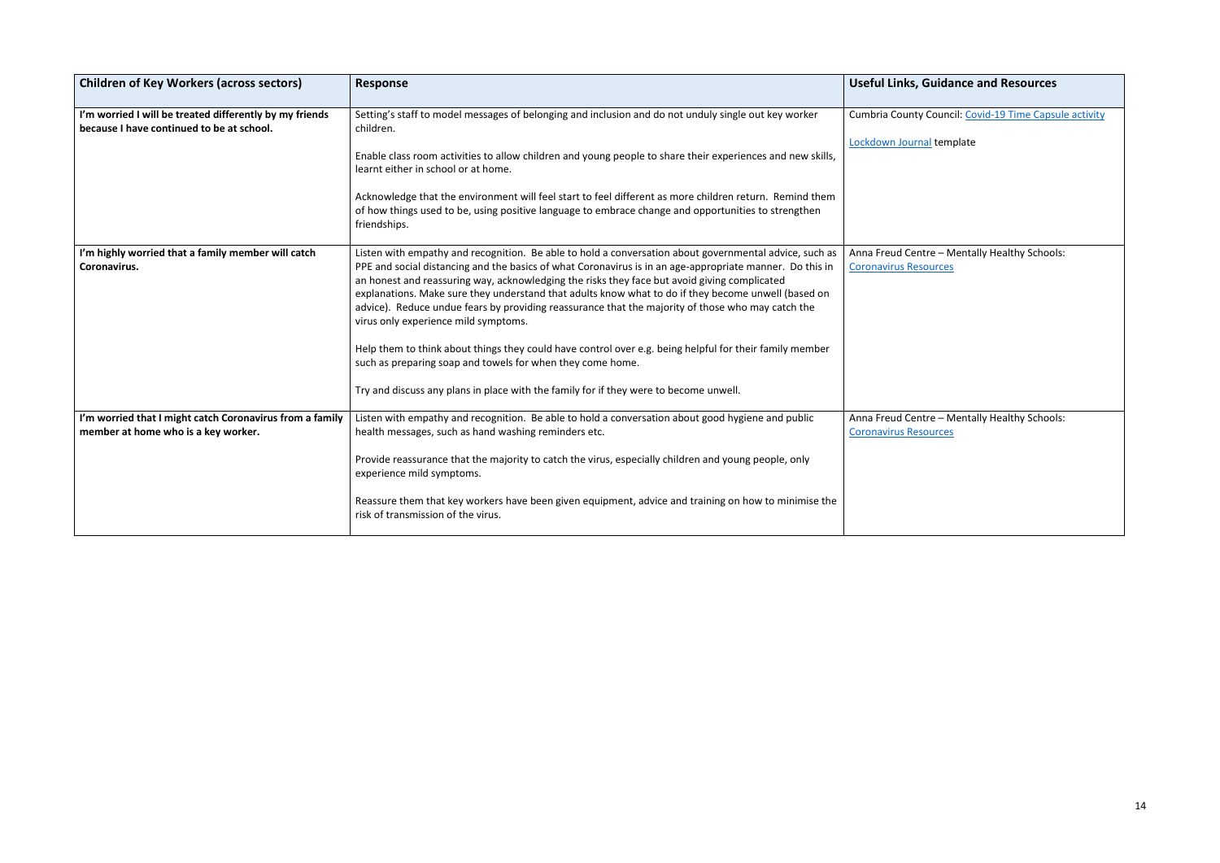| Children of Key Workers (across sectors) | Response | Useful Links, Guidance and Resources |
|---|---|---|
| **I'm worried I will be treated differently by my friends because I have continued to be at school.** | Setting's staff to model messages of belonging and inclusion and do not unduly single out key worker children.<br><br>Enable class room activities to allow children and young people to share their experiences and new skills, learnt either in school or at home.<br><br>Acknowledge that the environment will feel start to feel different as more children return. Remind them of how things used to be, using positive language to embrace change and opportunities to strengthen friendships. | Cumbria County Council: Covid-19 Time Capsule activity<br><br>Lockdown Journal template |
| **I'm highly worried that a family member will catch Coronavirus.** | Listen with empathy and recognition. Be able to hold a conversation about governmental advice, such as PPE and social distancing and the basics of what Coronavirus is in an age-appropriate manner. Do this in an honest and reassuring way, acknowledging the risks they face but avoid giving complicated explanations. Make sure they understand that adults know what to do if they become unwell (based on advice). Reduce undue fears by providing reassurance that the majority of those who may catch the virus only experience mild symptoms.<br><br>Help them to think about things they could have control over e.g. being helpful for their family member such as preparing soap and towels for when they come home.<br><br>Try and discuss any plans in place with the family for if they were to become unwell. | Anna Freud Centre – Mentally Healthy Schools: Coronavirus Resources |
| **I'm worried that I might catch Coronavirus from a family member at home who is a key worker.** | Listen with empathy and recognition. Be able to hold a conversation about good hygiene and public health messages, such as hand washing reminders etc.<br><br>Provide reassurance that the majority to catch the virus, especially children and young people, only experience mild symptoms.<br><br>Reassure them that key workers have been given equipment, advice and training on how to minimise the risk of transmission of the virus. | Anna Freud Centre – Mentally Healthy Schools: Coronavirus Resources |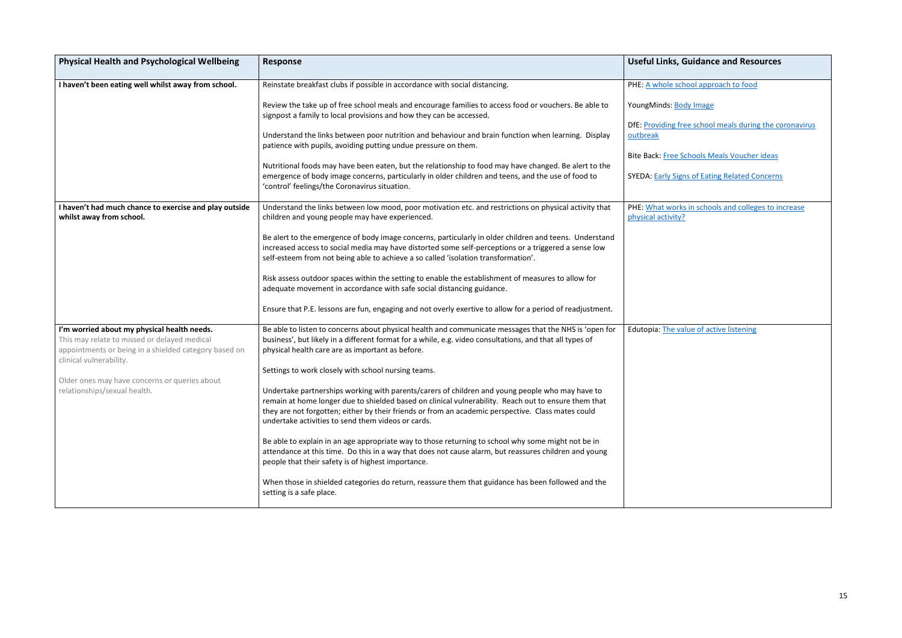| Physical Health and Psychological Wellbeing | Response | Useful Links, Guidance and Resources |
|---|---|---|
| **I haven't been eating well whilst away from school.** | Reinstate breakfast clubs if possible in accordance with social distancing.<br><br>Review the take up of free school meals and encourage families to access food or vouchers. Be able to signpost a family to local provisions and how they can be accessed.<br><br>Understand the links between poor nutrition and behaviour and brain function when learning. Display patience with pupils, avoiding putting undue pressure on them.<br><br>Nutritional foods may have been eaten, but the relationship to food may have changed. Be alert to the emergence of body image concerns, particularly in older children and teens, and the use of food to 'control' feelings/the Coronavirus situation. | PHE: A whole school approach to food<br><br>YoungMinds: Body Image<br><br>DfE: Providing free school meals during the coronavirus outbreak<br><br>Bite Back: Free Schools Meals Voucher ideas<br><br>SYEDA: Early Signs of Eating Related Concerns |
| **I haven't had much chance to exercise and play outside whilst away from school.** | Understand the links between low mood, poor motivation etc. and restrictions on physical activity that children and young people may have experienced.<br><br>Be alert to the emergence of body image concerns, particularly in older children and teens. Understand increased access to social media may have distorted some self-perceptions or a triggered a sense low self-esteem from not being able to achieve a so called 'isolation transformation'.<br><br>Risk assess outdoor spaces within the setting to enable the establishment of measures to allow for adequate movement in accordance with safe social distancing guidance.<br><br>Ensure that P.E. lessons are fun, engaging and not overly exertive to allow for a period of readjustment. | PHE: What works in schools and colleges to increase physical activity? |
| **I'm worried about my physical health needs.**<br>This may relate to missed or delayed medical appointments or being in a shielded category based on clinical vulnerability.<br><br>Older ones may have concerns or queries about relationships/sexual health. | Be able to listen to concerns about physical health and communicate messages that the NHS is 'open for business', but likely in a different format for a while, e.g. video consultations, and that all types of physical health care are as important as before.<br><br>Settings to work closely with school nursing teams.<br><br>Undertake partnerships working with parents/carers of children and young people who may have to remain at home longer due to shielded based on clinical vulnerability. Reach out to ensure them that they are not forgotten; either by their friends or from an academic perspective. Class mates could undertake activities to send them videos or cards.<br><br>Be able to explain in an age appropriate way to those returning to school why some might not be in attendance at this time. Do this in a way that does not cause alarm, but reassures children and young people that their safety is of highest importance.<br><br>When those in shielded categories do return, reassure them that guidance has been followed and the setting is a safe place. | Edutopia: The value of active listening |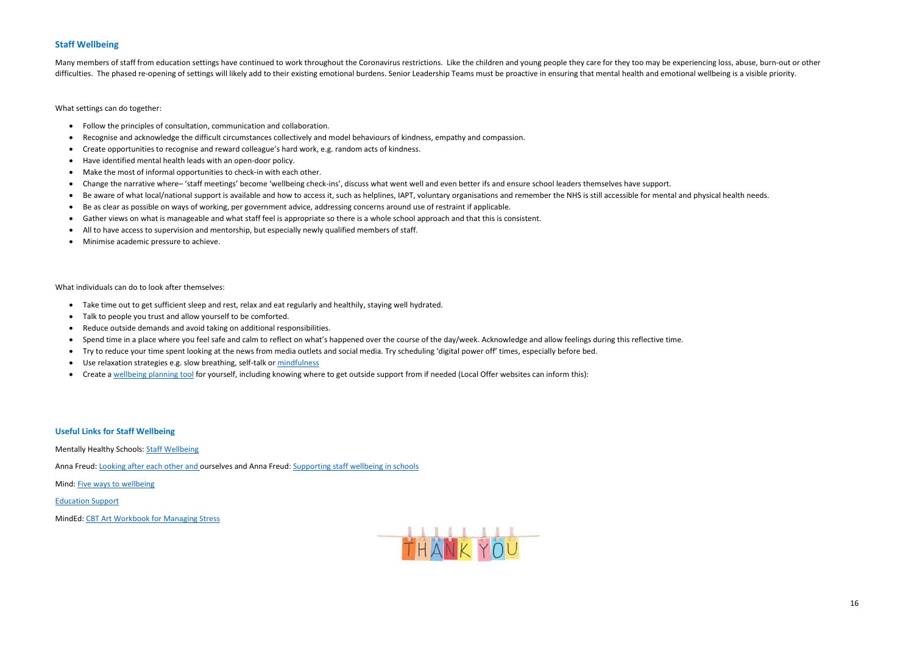## Staff Wellbeing

Many members of staff from education settings have continued to work throughout the Coronavirus restrictions. Like the children and young people they care for they too may be experiencing loss, abuse, burn-out or other difficulties. The phased re-opening of settings will likely add to their existing emotional burdens. Senior Leadership Teams must be proactive in ensuring that mental health and emotional wellbeing is a visible priority.

What settings can do together:

- Follow the principles of consultation, communication and collaboration.
- Recognise and acknowledge the difficult circumstances collectively and model behaviours of kindness, empathy and compassion.
- Create opportunities to recognise and reward colleague's hard work, e.g. random acts of kindness.
- Have identified mental health leads with an open-door policy.
- Make the most of informal opportunities to check-in with each other.
- Change the narrative where– 'staff meetings' become 'wellbeing check-ins', discuss what went well and even better ifs and ensure school leaders themselves have support.
- Be aware of what local/national support is available and how to access it, such as helplines, IAPT, voluntary organisations and remember the NHS is still accessible for mental and physical health needs.
- Be as clear as possible on ways of working, per government advice, addressing concerns around use of restraint if applicable.
- Gather views on what is manageable and what staff feel is appropriate so there is a whole school approach and that this is consistent.
- All to have access to supervision and mentorship, but especially newly qualified members of staff.
- Minimise academic pressure to achieve.

What individuals can do to look after themselves:

- Take time out to get sufficient sleep and rest, relax and eat regularly and healthily, staying well hydrated.
- Talk to people you trust and allow yourself to be comforted.
- Reduce outside demands and avoid taking on additional responsibilities.
- Spend time in a place where you feel safe and calm to reflect on what's happened over the course of the day/week. Acknowledge and allow feelings during this reflective time.
- Try to reduce your time spent looking at the news from media outlets and social media. Try scheduling 'digital power off' times, especially before bed.
- Use relaxation strategies e.g. slow breathing, self-talk or mindfulness
- Create a wellbeing planning tool for yourself, including knowing where to get outside support from if needed (Local Offer websites can inform this):

### Useful Links for Staff Wellbeing

Mentally Healthy Schools: Staff Wellbeing

Anna Freud: Looking after each other and ourselves and Anna Freud: Supporting staff wellbeing in schools

Mind: Five ways to wellbeing

Education Support

MindEd: CBT Art Workbook for Managing Stress

THANK YOU